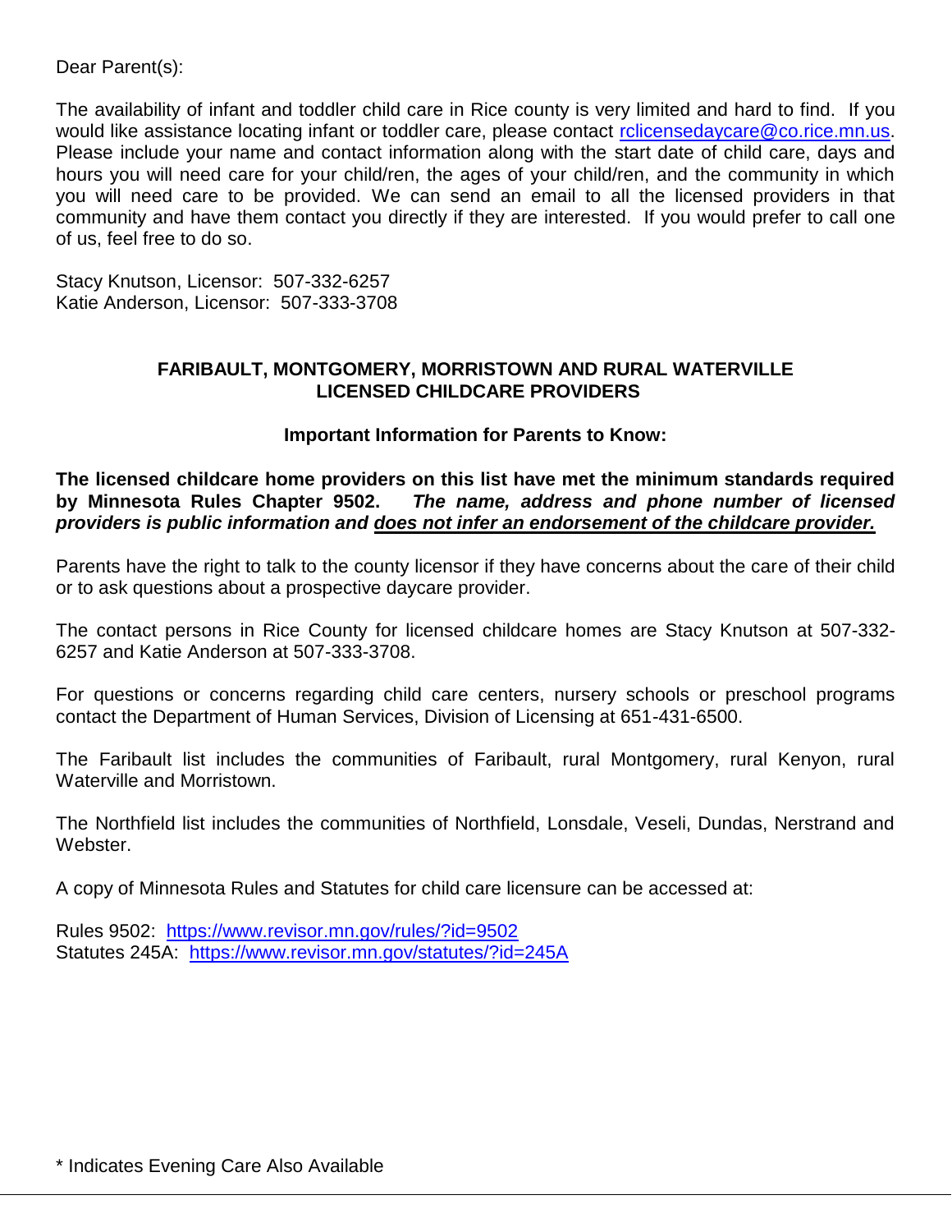Dear Parent(s):

The availability of infant and toddler child care in Rice county is very limited and hard to find. If you would like assistance locating infant or toddler care, please contact rclicensedaycare@co.rice.mn.us. Please include your name and contact information along with the start date of child care, days and hours you will need care for your child/ren, the ages of your child/ren, and the community in which you will need care to be provided. We can send an email to all the licensed providers in that community and have them contact you directly if they are interested. If you would prefer to call one of us, feel free to do so.

Stacy Knutson, Licensor: 507-332-6257
Katie Anderson, Licensor: 507-333-3708

## FARIBAULT, MONTGOMERY, MORRISTOWN AND RURAL WATERVILLE LICENSED CHILDCARE PROVIDERS

### Important Information for Parents to Know:

**The licensed childcare home providers on this list have met the minimum standards required by Minnesota Rules Chapter 9502.** ***The name, address and phone number of licensed providers is public information and <u>does not infer an endorsement of the childcare provider.</u>***

Parents have the right to talk to the county licensor if they have concerns about the care of their child or to ask questions about a prospective daycare provider.

The contact persons in Rice County for licensed childcare homes are Stacy Knutson at 507-332-6257 and Katie Anderson at 507-333-3708.

For questions or concerns regarding child care centers, nursery schools or preschool programs contact the Department of Human Services, Division of Licensing at 651-431-6500.

The Faribault list includes the communities of Faribault, rural Montgomery, rural Kenyon, rural Waterville and Morristown.

The Northfield list includes the communities of Northfield, Lonsdale, Veseli, Dundas, Nerstrand and Webster.

A copy of Minnesota Rules and Statutes for child care licensure can be accessed at:

Rules 9502: https://www.revisor.mn.gov/rules/?id=9502
Statutes 245A: https://www.revisor.mn.gov/statutes/?id=245A

* Indicates Evening Care Also Available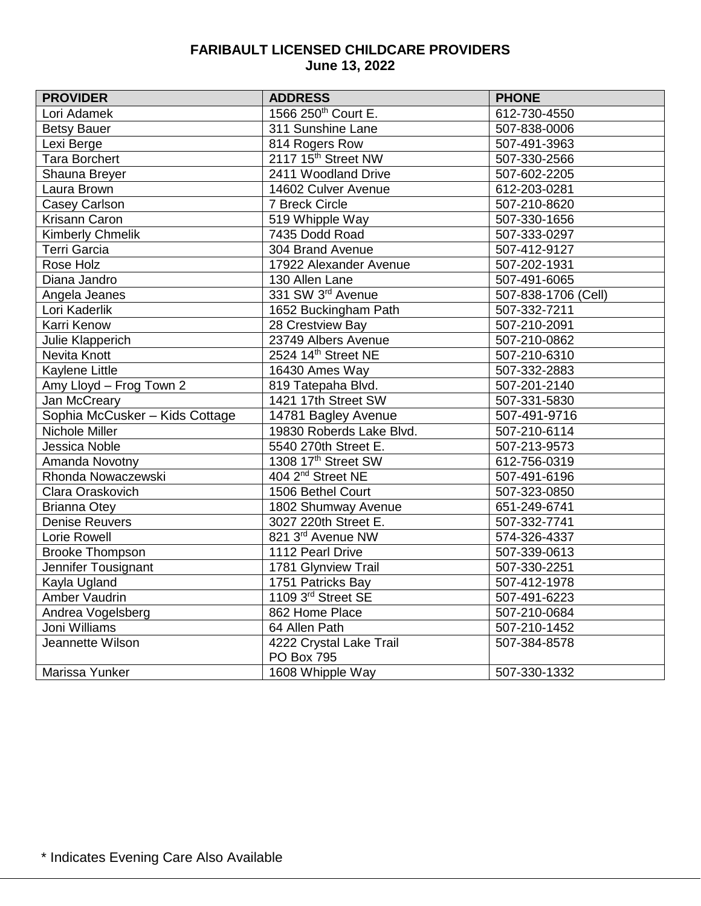# FARIBAULT LICENSED CHILDCARE PROVIDERS
## June 13, 2022

| PROVIDER | ADDRESS | PHONE |
|---|---|---|
| Lori Adamek | 1566 250th Court E. | 612-730-4550 |
| Betsy Bauer | 311 Sunshine Lane | 507-838-0006 |
| Lexi Berge | 814 Rogers Row | 507-491-3963 |
| Tara Borchert | 2117 15th Street NW | 507-330-2566 |
| Shauna Breyer | 2411 Woodland Drive | 507-602-2205 |
| Laura Brown | 14602 Culver Avenue | 612-203-0281 |
| Casey Carlson | 7 Breck Circle | 507-210-8620 |
| Krisann Caron | 519 Whipple Way | 507-330-1656 |
| Kimberly Chmelik | 7435 Dodd Road | 507-333-0297 |
| Terri Garcia | 304 Brand Avenue | 507-412-9127 |
| Rose Holz | 17922 Alexander Avenue | 507-202-1931 |
| Diana Jandro | 130 Allen Lane | 507-491-6065 |
| Angela Jeanes | 331 SW 3rd Avenue | 507-838-1706 (Cell) |
| Lori Kaderlik | 1652 Buckingham Path | 507-332-7211 |
| Karri Kenow | 28 Crestview Bay | 507-210-2091 |
| Julie Klapperich | 23749 Albers Avenue | 507-210-0862 |
| Nevita Knott | 2524 14th Street NE | 507-210-6310 |
| Kaylene Little | 16430 Ames Way | 507-332-2883 |
| Amy Lloyd – Frog Town 2 | 819 Tatepaha Blvd. | 507-201-2140 |
| Jan McCreary | 1421 17th Street SW | 507-331-5830 |
| Sophia McCusker – Kids Cottage | 14781 Bagley Avenue | 507-491-9716 |
| Nichole Miller | 19830 Roberds Lake Blvd. | 507-210-6114 |
| Jessica Noble | 5540 270th Street E. | 507-213-9573 |
| Amanda Novotny | 1308 17th Street SW | 612-756-0319 |
| Rhonda Nowaczewski | 404 2nd Street NE | 507-491-6196 |
| Clara Oraskovich | 1506 Bethel Court | 507-323-0850 |
| Brianna Otey | 1802 Shumway Avenue | 651-249-6741 |
| Denise Reuvers | 3027 220th Street E. | 507-332-7741 |
| Lorie Rowell | 821 3rd Avenue NW | 574-326-4337 |
| Brooke Thompson | 1112 Pearl Drive | 507-339-0613 |
| Jennifer Tousignant | 1781 Glynview Trail | 507-330-2251 |
| Kayla Ugland | 1751 Patricks Bay | 507-412-1978 |
| Amber Vaudrin | 1109 3rd Street SE | 507-491-6223 |
| Andrea Vogelsberg | 862 Home Place | 507-210-0684 |
| Joni Williams | 64 Allen Path | 507-210-1452 |
| Jeannette Wilson | 4222 Crystal Lake Trail<br>PO Box 795 | 507-384-8578 |
| Marissa Yunker | 1608 Whipple Way | 507-330-1332 |

* Indicates Evening Care Also Available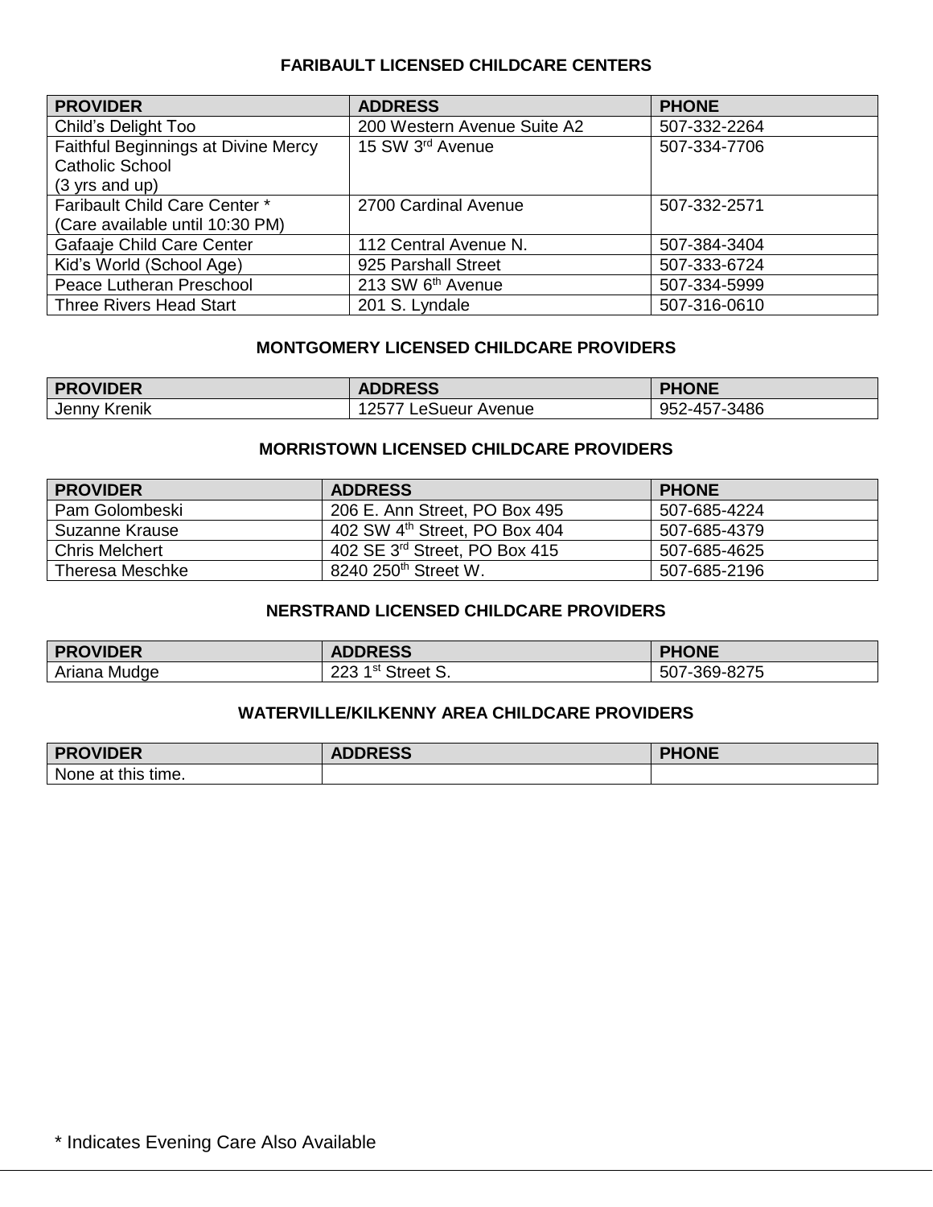## FARIBAULT LICENSED CHILDCARE CENTERS

| PROVIDER | ADDRESS | PHONE |
| --- | --- | --- |
| Child's Delight Too | 200 Western Avenue Suite A2 | 507-332-2264 |
| Faithful Beginnings at Divine Mercy Catholic School (3 yrs and up) | 15 SW 3rd Avenue | 507-334-7706 |
| Faribault Child Care Center * (Care available until 10:30 PM) | 2700 Cardinal Avenue | 507-332-2571 |
| Gafaaje Child Care Center | 112 Central Avenue N. | 507-384-3404 |
| Kid's World (School Age) | 925 Parshall Street | 507-333-6724 |
| Peace Lutheran Preschool | 213 SW 6th Avenue | 507-334-5999 |
| Three Rivers Head Start | 201 S. Lyndale | 507-316-0610 |

## MONTGOMERY LICENSED CHILDCARE PROVIDERS

| PROVIDER | ADDRESS | PHONE |
| --- | --- | --- |
| Jenny Krenik | 12577 LeSueur Avenue | 952-457-3486 |

## MORRISTOWN LICENSED CHILDCARE PROVIDERS

| PROVIDER | ADDRESS | PHONE |
| --- | --- | --- |
| Pam Golombeski | 206 E. Ann Street, PO Box 495 | 507-685-4224 |
| Suzanne Krause | 402 SW 4th Street, PO Box 404 | 507-685-4379 |
| Chris Melchert | 402 SE 3rd Street, PO Box 415 | 507-685-4625 |
| Theresa Meschke | 8240 250th Street W. | 507-685-2196 |

## NERSTRAND LICENSED CHILDCARE PROVIDERS

| PROVIDER | ADDRESS | PHONE |
| --- | --- | --- |
| Ariana Mudge | 223 1st Street S. | 507-369-8275 |

## WATERVILLE/KILKENNY AREA CHILDCARE PROVIDERS

| PROVIDER | ADDRESS | PHONE |
| --- | --- | --- |
| None at this time. | | |

* Indicates Evening Care Also Available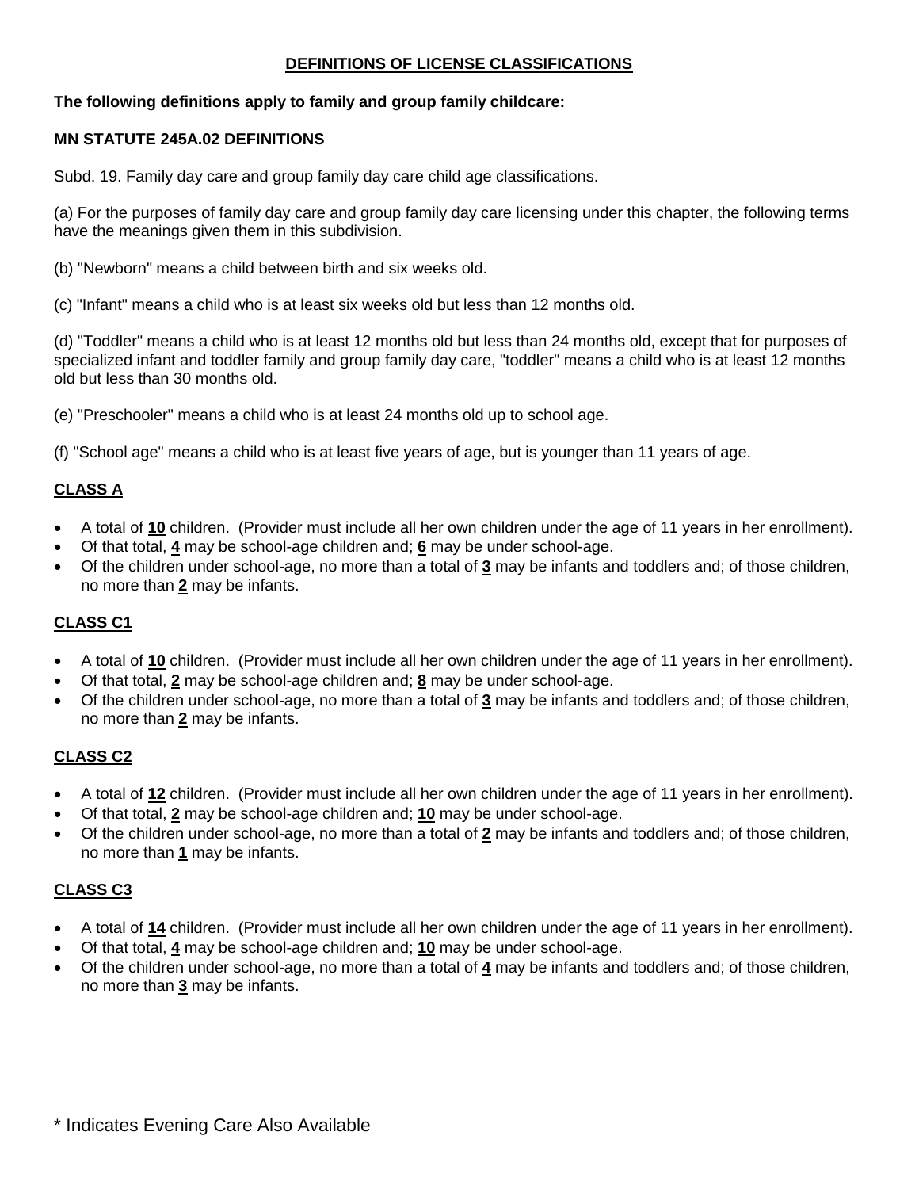# DEFINITIONS OF LICENSE CLASSIFICATIONS

**The following definitions apply to family and group family childcare:**

**MN STATUTE 245A.02 DEFINITIONS**

Subd. 19. Family day care and group family day care child age classifications.

(a) For the purposes of family day care and group family day care licensing under this chapter, the following terms have the meanings given them in this subdivision.

(b) "Newborn" means a child between birth and six weeks old.

(c) "Infant" means a child who is at least six weeks old but less than 12 months old.

(d) "Toddler" means a child who is at least 12 months old but less than 24 months old, except that for purposes of specialized infant and toddler family and group family day care, "toddler" means a child who is at least 12 months old but less than 30 months old.

(e) "Preschooler" means a child who is at least 24 months old up to school age.

(f) "School age" means a child who is at least five years of age, but is younger than 11 years of age.

## CLASS A

- A total of **10** children. (Provider must include all her own children under the age of 11 years in her enrollment).
- Of that total, **4** may be school-age children and; **6** may be under school-age.
- Of the children under school-age, no more than a total of **3** may be infants and toddlers and; of those children, no more than **2** may be infants.

## CLASS C1

- A total of **10** children. (Provider must include all her own children under the age of 11 years in her enrollment).
- Of that total, **2** may be school-age children and; **8** may be under school-age.
- Of the children under school-age, no more than a total of **3** may be infants and toddlers and; of those children, no more than **2** may be infants.

## CLASS C2

- A total of **12** children. (Provider must include all her own children under the age of 11 years in her enrollment).
- Of that total, **2** may be school-age children and; **10** may be under school-age.
- Of the children under school-age, no more than a total of **2** may be infants and toddlers and; of those children, no more than **1** may be infants.

## CLASS C3

- A total of **14** children. (Provider must include all her own children under the age of 11 years in her enrollment).
- Of that total, **4** may be school-age children and; **10** may be under school-age.
- Of the children under school-age, no more than a total of **4** may be infants and toddlers and; of those children, no more than **3** may be infants.

* Indicates Evening Care Also Available